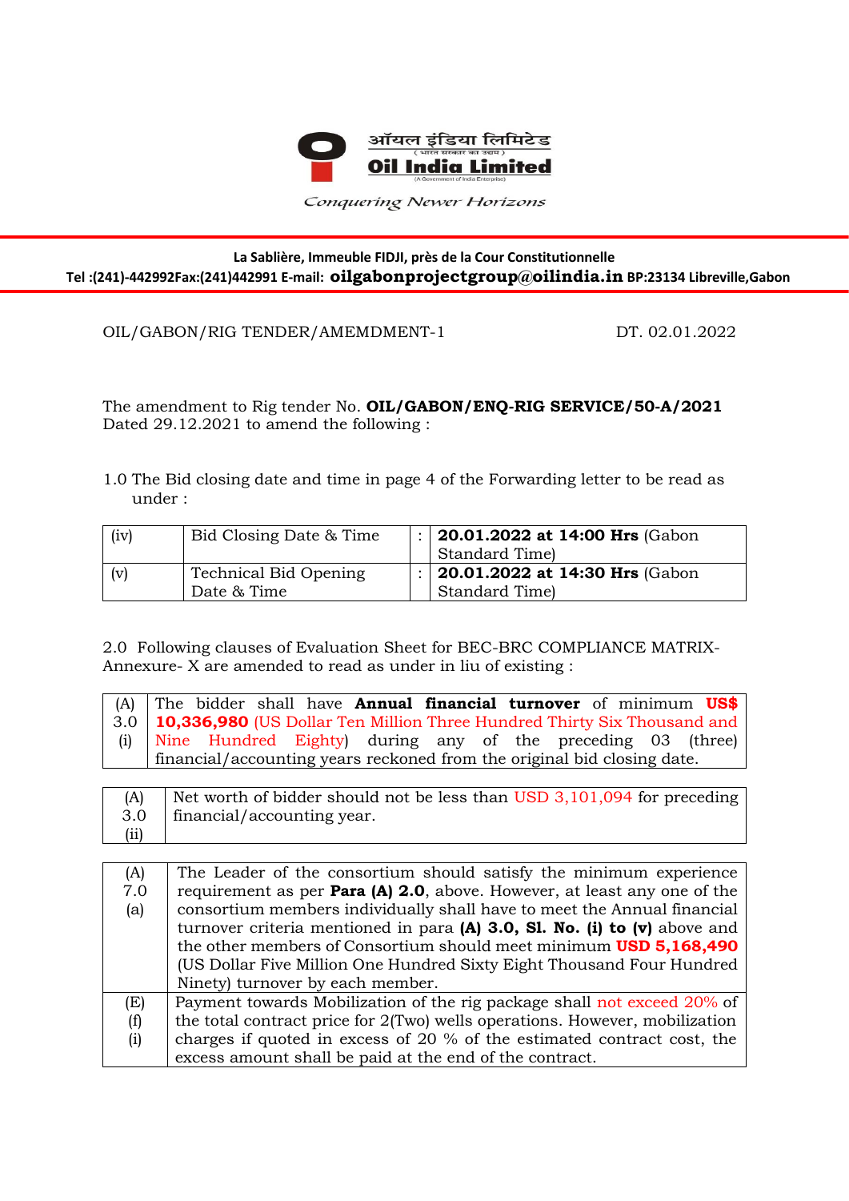ऑयल इंडिया लिमिटेड
( भारत सरकार का उद्यम )
**Oil India Limited**
(A Government of India Enterprise)

*Conquering Newer Horizons*

**La Sablière, Immeuble FIDJI, près de la Cour Constitutionnelle**
**Tel :(241)-442992Fax:(241)442991 E-mail: oilgabonprojectgroup@oilindia.in BP:23134 Libreville,Gabon**

OIL/GABON/RIG TENDER/AMEMDMENT-1 DT. 02.01.2022

The amendment to Rig tender No. **OIL/GABON/ENQ-RIG SERVICE/50-A/2021** Dated 29.12.2021 to amend the following :

1.0 The Bid closing date and time in page 4 of the Forwarding letter to be read as under :

| (iv) | Bid Closing Date & Time | : | **20.01.2022 at 14:00 Hrs** (Gabon Standard Time) |
|---|---|---|---|
| (v) | Technical Bid Opening Date & Time | : | **20.01.2022 at 14:30 Hrs** (Gabon Standard Time) |

2.0 Following clauses of Evaluation Sheet for BEC-BRC COMPLIANCE MATRIX- Annexure- X are amended to read as under in liu of existing :

| (A) 3.0 (i) | The bidder shall have **Annual financial turnover** of minimum **US$ 10,336,980** (US Dollar Ten Million Three Hundred Thirty Six Thousand and Nine Hundred Eighty) during any of the preceding 03 (three) financial/accounting years reckoned from the original bid closing date. |
|---|---|

| (A) 3.0 (ii) | Net worth of bidder should not be less than USD 3,101,094 for preceding financial/accounting year. |
|---|---|

| (A) 7.0 (a) | The Leader of the consortium should satisfy the minimum experience requirement as per **Para (A) 2.0**, above. However, at least any one of the consortium members individually shall have to meet the Annual financial turnover criteria mentioned in para **(A) 3.0, Sl. No. (i) to (v)** above and the other members of Consortium should meet minimum **USD 5,168,490** (US Dollar Five Million One Hundred Sixty Eight Thousand Four Hundred Ninety) turnover by each member. |
|---|---|
| (E) (f) (i) | Payment towards Mobilization of the rig package shall not exceed 20% of the total contract price for 2(Two) wells operations. However, mobilization charges if quoted in excess of 20 % of the estimated contract cost, the excess amount shall be paid at the end of the contract. |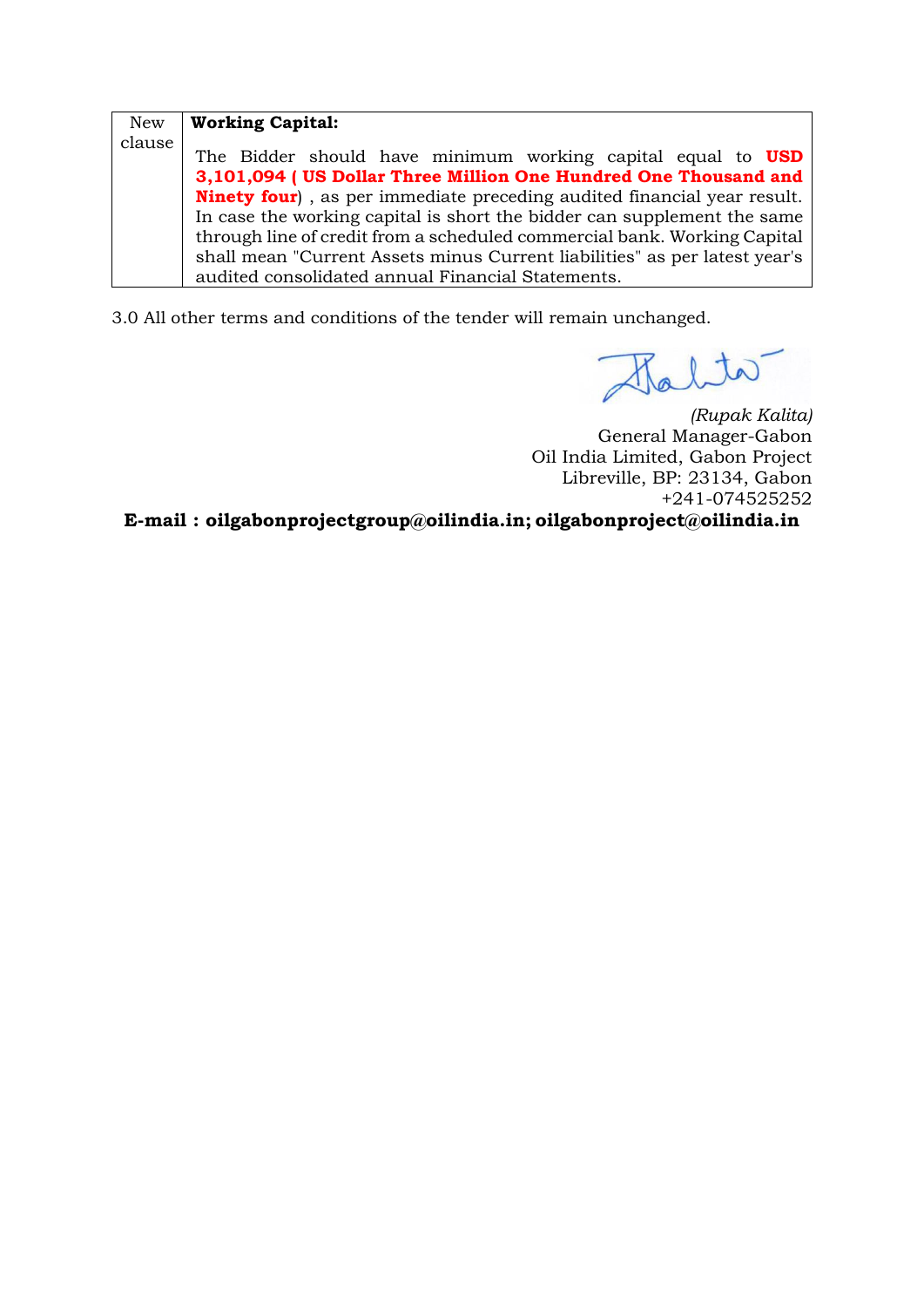| | |
|---|---|
| New clause | **Working Capital:**<br><br>The Bidder should have minimum working capital equal to **USD 3,101,094 ( US Dollar Three Million One Hundred One Thousand and Ninety four**) , as per immediate preceding audited financial year result. In case the working capital is short the bidder can supplement the same through line of credit from a scheduled commercial bank. Working Capital shall mean "Current Assets minus Current liabilities" as per latest year's audited consolidated annual Financial Statements. |

3.0 All other terms and conditions of the tender will remain unchanged.

*(Rupak Kalita)*
General Manager-Gabon
Oil India Limited, Gabon Project
Libreville, BP: 23134, Gabon
+241-074525252

**E-mail : oilgabonprojectgroup@oilindia.in; oilgabonproject@oilindia.in**